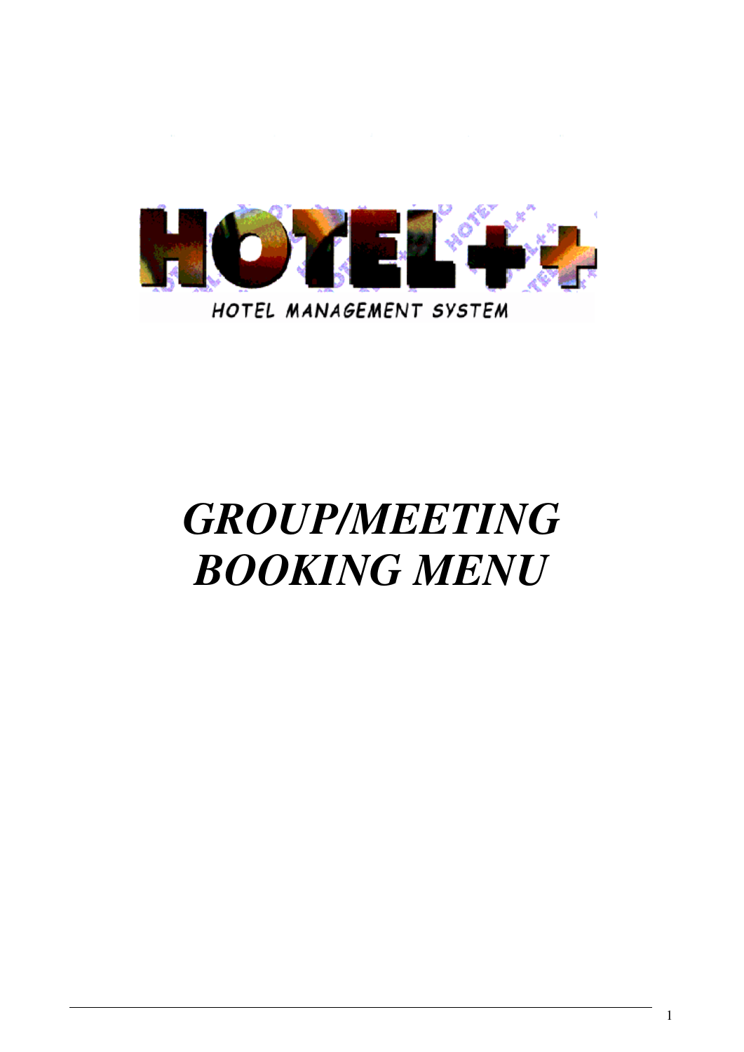HOTEL++

HOTEL MANAGEMENT SYSTEM

# *GROUP/MEETING BOOKING MENU*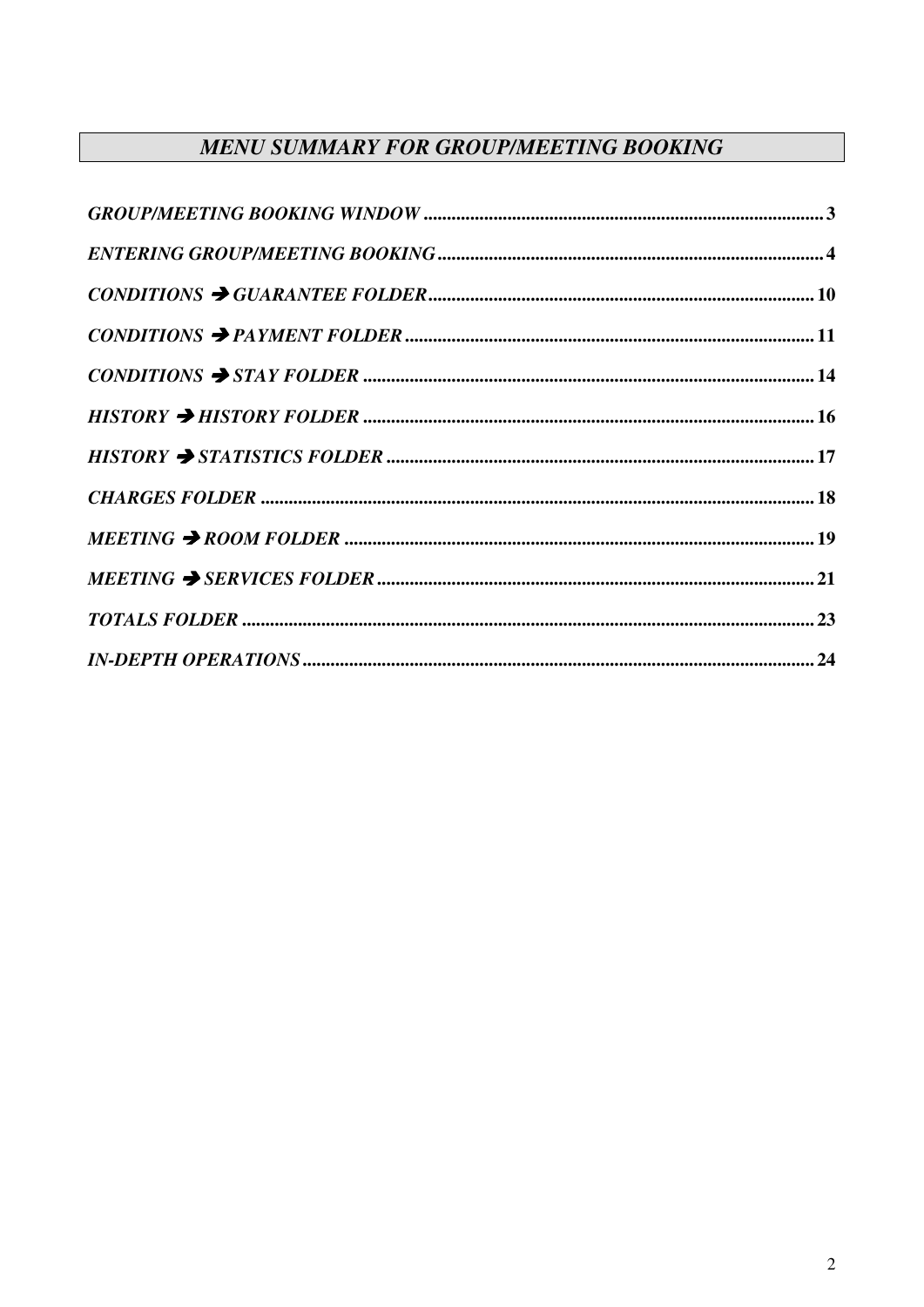## *MENU SUMMARY FOR GROUP/MEETING BOOKING*

***GROUP/MEETING BOOKING WINDOW*** ...................................................................................... **3**

***ENTERING GROUP/MEETING BOOKING*** .................................................................................. **4**

***CONDITIONS → GUARANTEE FOLDER*** .................................................................................. **10**

***CONDITIONS → PAYMENT FOLDER*** ........................................................................................ **11**

***CONDITIONS → STAY FOLDER*** ................................................................................................ **14**

***HISTORY → HISTORY FOLDER*** ................................................................................................ **16**

***HISTORY → STATISTICS FOLDER*** ............................................................................................ **17**

***CHARGES FOLDER*** ...................................................................................................................... **18**

***MEETING → ROOM FOLDER*** .................................................................................................... **19**

***MEETING → SERVICES FOLDER*** .............................................................................................. **21**

***TOTALS FOLDER*** .......................................................................................................................... **23**

***IN-DEPTH OPERATIONS*** ............................................................................................................. **24**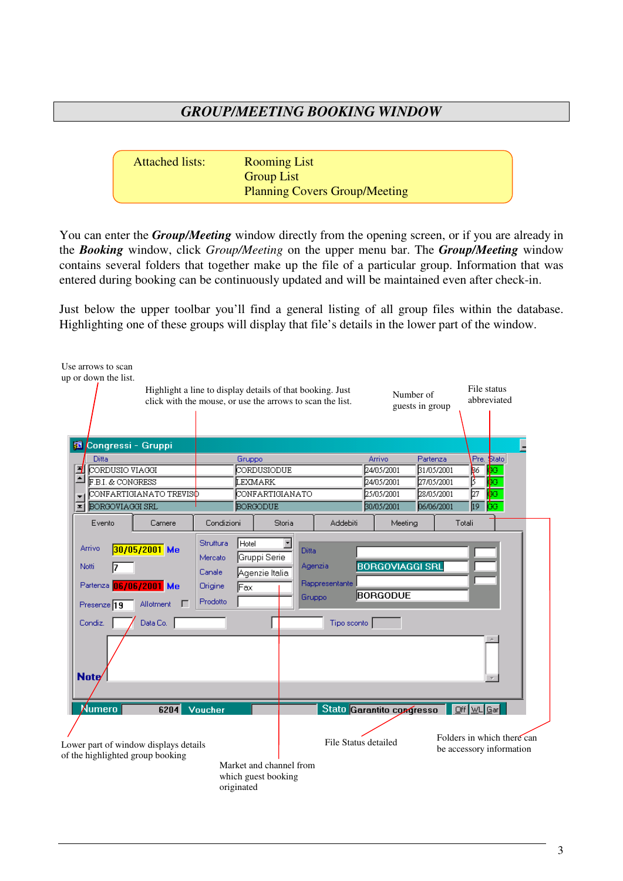# GROUP/MEETING BOOKING WINDOW

| Attached lists: | Rooming List |
|---|---|
| | Group List |
| | Planning Covers Group/Meeting |

You can enter the ***Group/Meeting*** window directly from the opening screen, or if you are already in the ***Booking*** window, click *Group/Meeting* on the upper menu bar. The ***Group/Meeting*** window contains several folders that together make up the file of a particular group. Information that was entered during booking can be continuously updated and will be maintained even after check-in.

Just below the upper toolbar you'll find a general listing of all group files within the database. Highlighting one of these groups will display that file's details in the lower part of the window.

Use arrows to scan up or down the list.

Highlight a line to display details of that booking. Just click with the mouse, or use the arrows to scan the list.

Number of guests in group

File status abbreviated

Lower part of window displays details of the highlighted group booking

Market and channel from which guest booking originated

File Status detailed

Folders in which there can be accessory information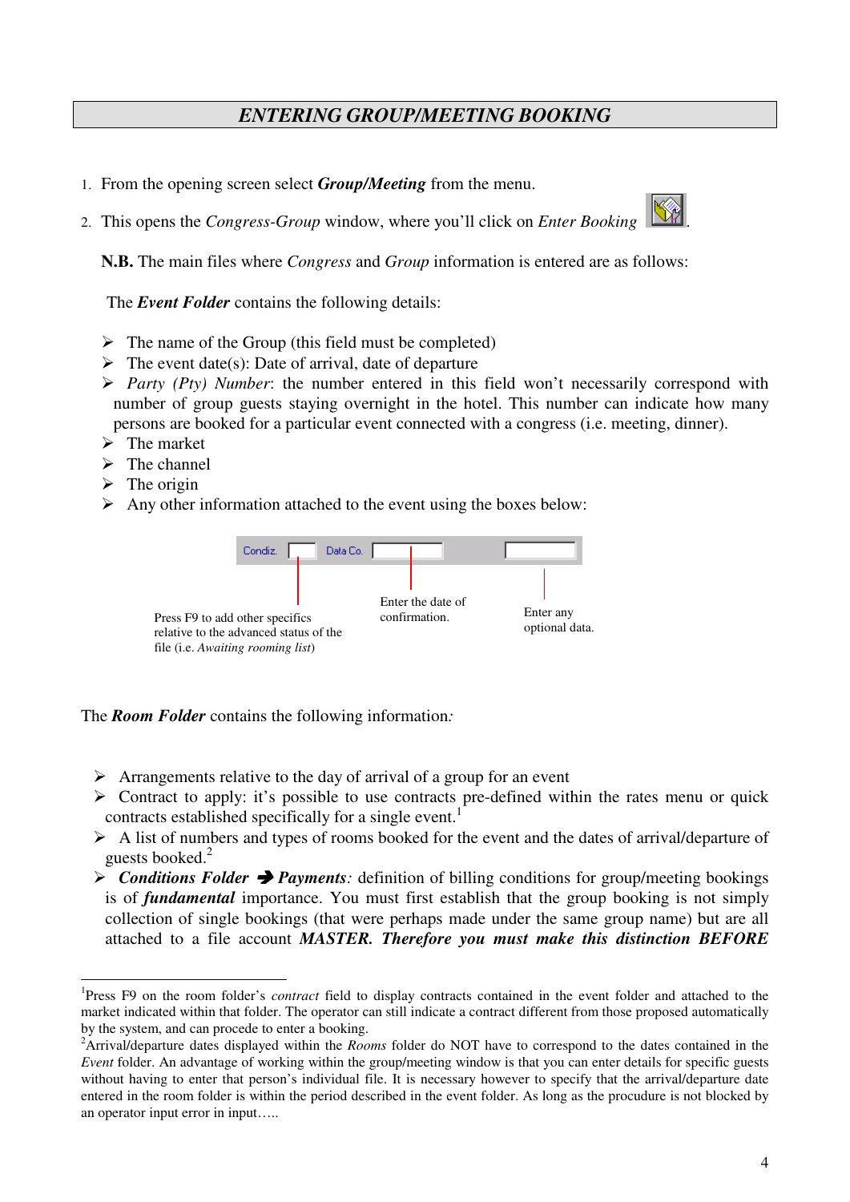## *ENTERING GROUP/MEETING BOOKING*

1. From the opening screen select ***Group/Meeting*** from the menu.
2. This opens the *Congress-Group* window, where you'll click on *Enter Booking* .

**N.B.** The main files where *Congress* and *Group* information is entered are as follows:

The ***Event Folder*** contains the following details:

- The name of the Group (this field must be completed)
- The event date(s): Date of arrival, date of departure
- *Party (Pty) Number*: the number entered in this field won't necessarily correspond with number of group guests staying overnight in the hotel. This number can indicate how many persons are booked for a particular event connected with a congress (i.e. meeting, dinner).
- The market
- The channel
- The origin
- Any other information attached to the event using the boxes below:

Condiz. — Press F9 to add other specifics relative to the advanced status of the file (i.e. *Awaiting rooming list*)

Data Co. — Enter the date of confirmation.

(third box) — Enter any optional data.

The ***Room Folder*** contains the following information*:*

- Arrangements relative to the day of arrival of a group for an event
- Contract to apply: it's possible to use contracts pre-defined within the rates menu or quick contracts established specifically for a single event.[1]
- A list of numbers and types of rooms booked for the event and the dates of arrival/departure of guests booked.[2]
- ***Conditions Folder* ➔ *Payments****:* definition of billing conditions for group/meeting bookings is of ***fundamental*** importance. You must first establish that the group booking is not simply collection of single bookings (that were perhaps made under the same group name) but are all attached to a file account ***MASTER. Therefore you must make this distinction BEFORE***

---

[1] Press F9 on the room folder's *contract* field to display contracts contained in the event folder and attached to the market indicated within that folder. The operator can still indicate a contract different from those proposed automatically by the system, and can procede to enter a booking.

[2] Arrival/departure dates displayed within the *Rooms* folder do NOT have to correspond to the dates contained in the *Event* folder. An advantage of working within the group/meeting window is that you can enter details for specific guests without having to enter that person's individual file. It is necessary however to specify that the arrival/departure date entered in the room folder is within the period described in the event folder. As long as the procudure is not blocked by an operator input error in input…..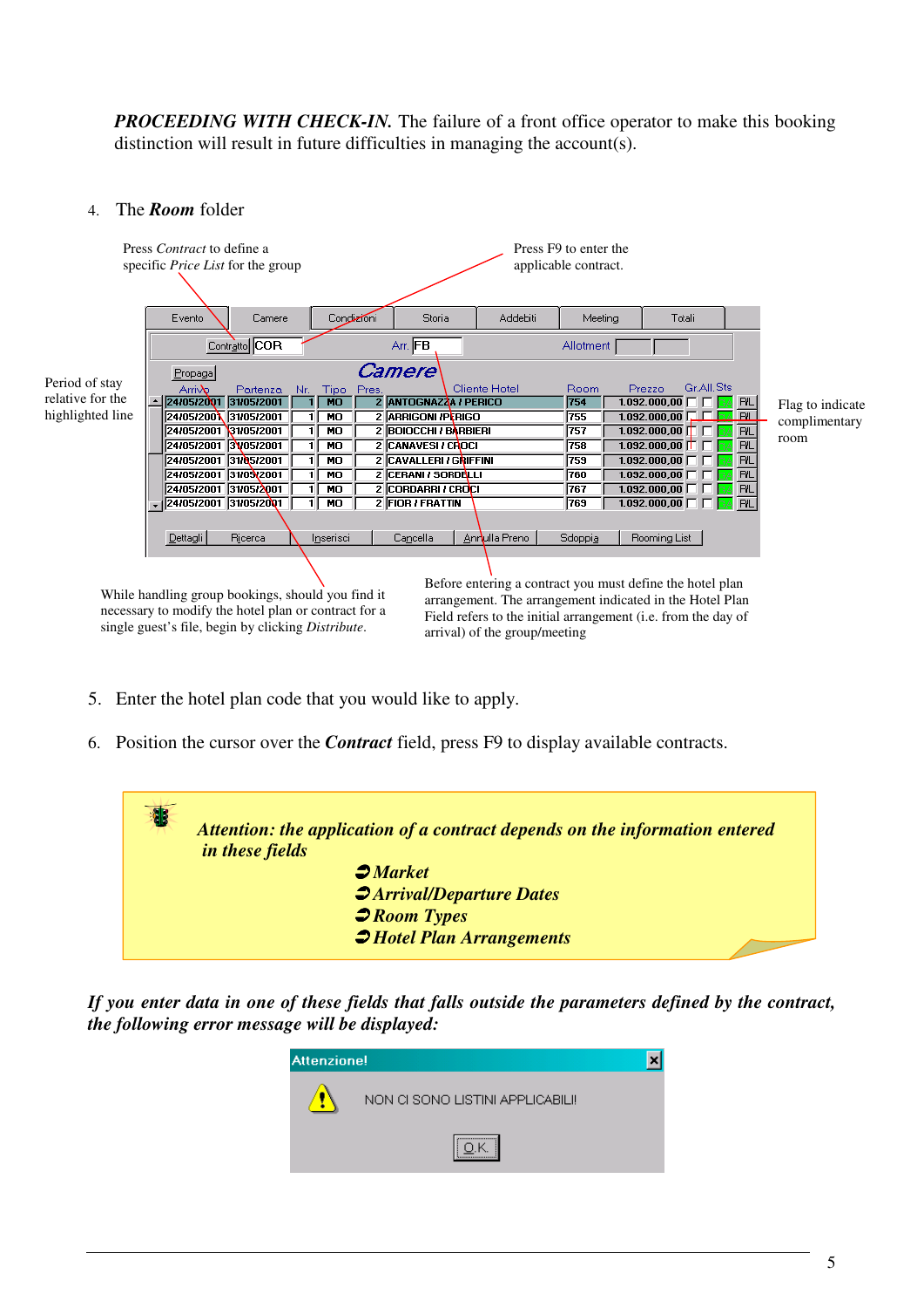***PROCEEDING WITH CHECK-IN.*** The failure of a front office operator to make this booking distinction will result in future difficulties in managing the account(s).

4. The ***Room*** folder

Press *Contract* to define a specific *Price List* for the group

Press F9 to enter the applicable contract.

Period of stay relative for the highlighted line

Flag to indicate complimentary room

While handling group bookings, should you find it necessary to modify the hotel plan or contract for a single guest's file, begin by clicking *Distribute*.

Before entering a contract you must define the hotel plan arrangement. The arrangement indicated in the Hotel Plan Field refers to the initial arrangement (i.e. from the day of arrival) of the group/meeting

5. Enter the hotel plan code that you would like to apply.

6. Position the cursor over the ***Contract*** field, press F9 to display available contracts.

> ***Attention: the application of a contract depends on the information entered in these fields***
>
> - ***Market***
> - ***Arrival/Departure Dates***
> - ***Room Types***
> - ***Hotel Plan Arrangements***

***If you enter data in one of these fields that falls outside the parameters defined by the contract, the following error message will be displayed:***

Attenzione!

NON CI SONO LISTINI APPLICABILI!

OK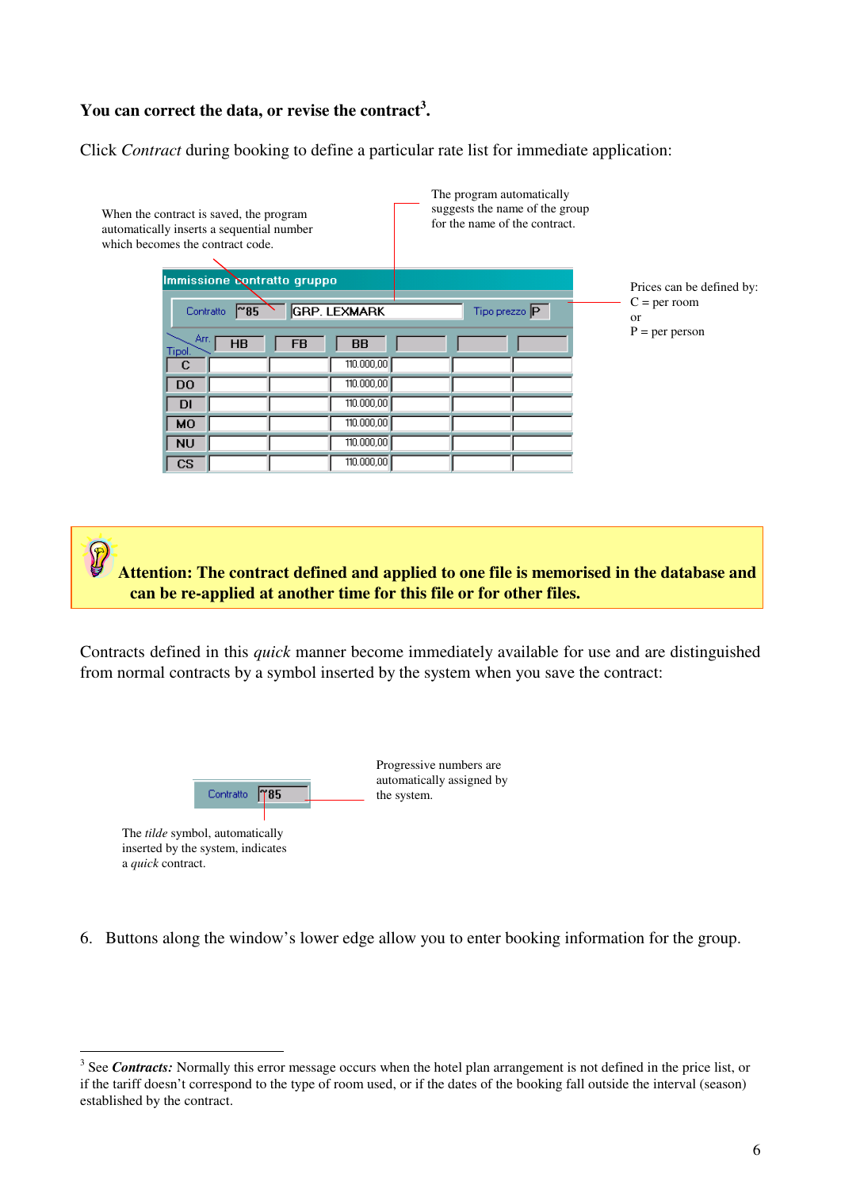**You can correct the data, or revise the contract[3].**

Click *Contract* during booking to define a particular rate list for immediate application:

When the contract is saved, the program automatically inserts a sequential number which becomes the contract code.

The program automatically suggests the name of the group for the name of the contract.

Prices can be defined by:
C = per room
or
P = per person

Immissione contratto gruppo

Contratto ~85 GRP. LEXMARK Tipo prezzo P

| Tipol. / Arr. | HB | FB | BB | | | |
|---|---|---|---|---|---|---|
| C | | | 110.000,00 | | | |
| DO | | | 110.000,00 | | | |
| DI | | | 110.000,00 | | | |
| MO | | | 110.000,00 | | | |
| NU | | | 110.000,00 | | | |
| CS | | | 110.000,00 | | | |

**Attention: The contract defined and applied to one file is memorised in the database and can be re-applied at another time for this file or for other files.**

Contracts defined in this *quick* manner become immediately available for use and are distinguished from normal contracts by a symbol inserted by the system when you save the contract:

Contratto ~85

Progressive numbers are automatically assigned by the system.

The *tilde* symbol, automatically inserted by the system, indicates a *quick* contract.

6. Buttons along the window's lower edge allow you to enter booking information for the group.

---

[3] See ***Contracts:*** Normally this error message occurs when the hotel plan arrangement is not defined in the price list, or if the tariff doesn't correspond to the type of room used, or if the dates of the booking fall outside the interval (season) established by the contract.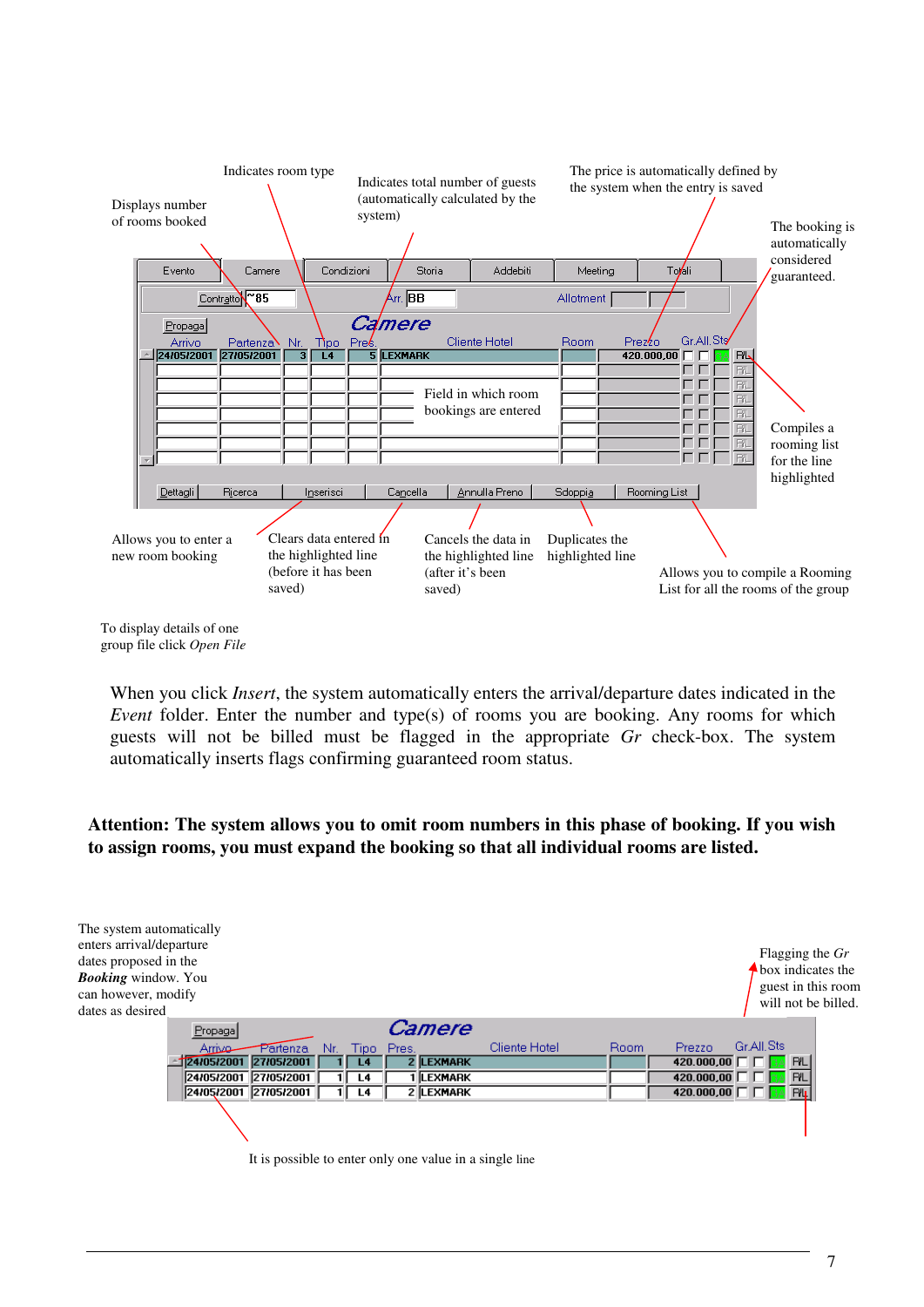Displays number of rooms booked

Indicates room type

Indicates total number of guests (automatically calculated by the system)

The price is automatically defined by the system when the entry is saved

The booking is automatically considered guaranteed.

Evento | Camere | Condizioni | Storia | Addebiti | Meeting | Totali

Contratto ~85 | Arr. BB | Allotment

Propaga | *Camere*

| Arrivo | Partenza | Nr. | Tipo | Pres. | Cliente Hotel | Room | Prezzo | Gr. | All. | Sts | |
|---|---|---|---|---|---|---|---|---|---|---|---|
| 24/05/2001 | 27/05/2001 | 3 | L4 | 5 | LEXMARK | | 420.000,00 | | | | R/L |

Field in which room bookings are entered

Compiles a rooming list for the line highlighted

Dettagli | Ricerca | Inserisci | Cancella | Annulla Preno | Sdoppia | Rooming List

Allows you to enter a new room booking

Clears data entered in the highlighted line (before it has been saved)

Cancels the data in the highlighted line (after it's been saved)

Duplicates the highlighted line

Allows you to compile a Rooming List for all the rooms of the group

To display details of one group file click *Open File*

When you click *Insert*, the system automatically enters the arrival/departure dates indicated in the *Event* folder. Enter the number and type(s) of rooms you are booking. Any rooms for which guests will not be billed must be flagged in the appropriate *Gr* check-box. The system automatically inserts flags confirming guaranteed room status.

**Attention: The system allows you to omit room numbers in this phase of booking. If you wish to assign rooms, you must expand the booking so that all individual rooms are listed.**

The system automatically enters arrival/departure dates proposed in the ***Booking*** window. You can however, modify dates as desired

Flagging the *Gr* box indicates the guest in this room will not be billed.

Propaga | *Camere*

| Arrivo | Partenza | Nr. | Tipo | Pres. | Cliente Hotel | Room | Prezzo | Gr. | All. | Sts | |
|---|---|---|---|---|---|---|---|---|---|---|---|
| 24/05/2001 | 27/05/2001 | 1 | L4 | 2 | LEXMARK | | 420.000,00 | | | | R/L |
| 24/05/2001 | 27/05/2001 | 1 | L4 | 1 | LEXMARK | | 420.000,00 | | | | R/L |
| 24/05/2001 | 27/05/2001 | 1 | L4 | 2 | LEXMARK | | 420.000,00 | | | | R/L |

It is possible to enter only one value in a single line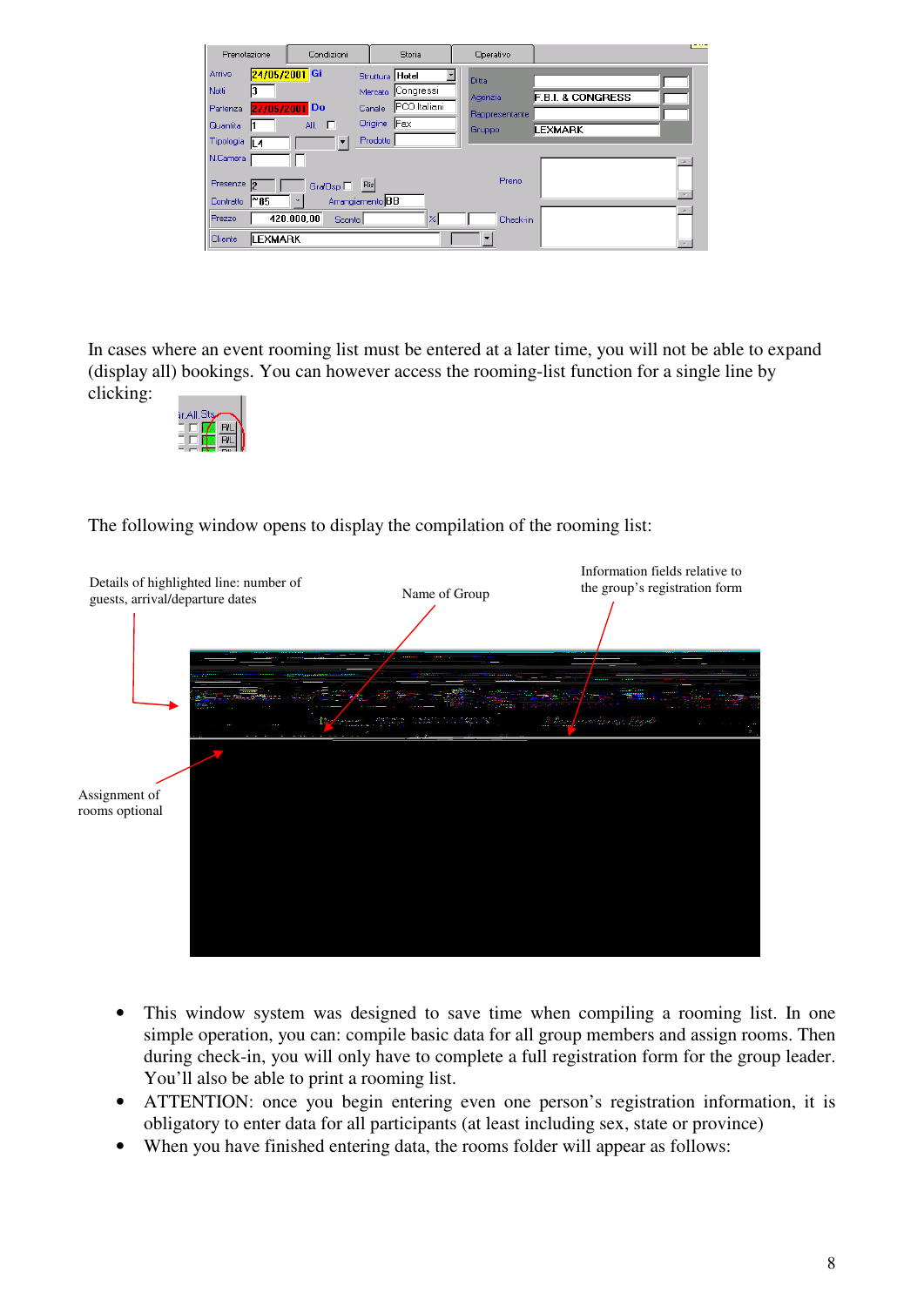In cases where an event rooming list must be entered at a later time, you will not be able to expand (display all) bookings. You can however access the rooming-list function for a single line by clicking:

The following window opens to display the compilation of the rooming list:

Details of highlighted line: number of guests, arrival/departure dates

Name of Group

Information fields relative to the group's registration form

Assignment of rooms optional

- This window system was designed to save time when compiling a rooming list. In one simple operation, you can: compile basic data for all group members and assign rooms. Then during check-in, you will only have to complete a full registration form for the group leader. You'll also be able to print a rooming list.
- ATTENTION: once you begin entering even one person's registration information, it is obligatory to enter data for all participants (at least including sex, state or province)
- When you have finished entering data, the rooms folder will appear as follows: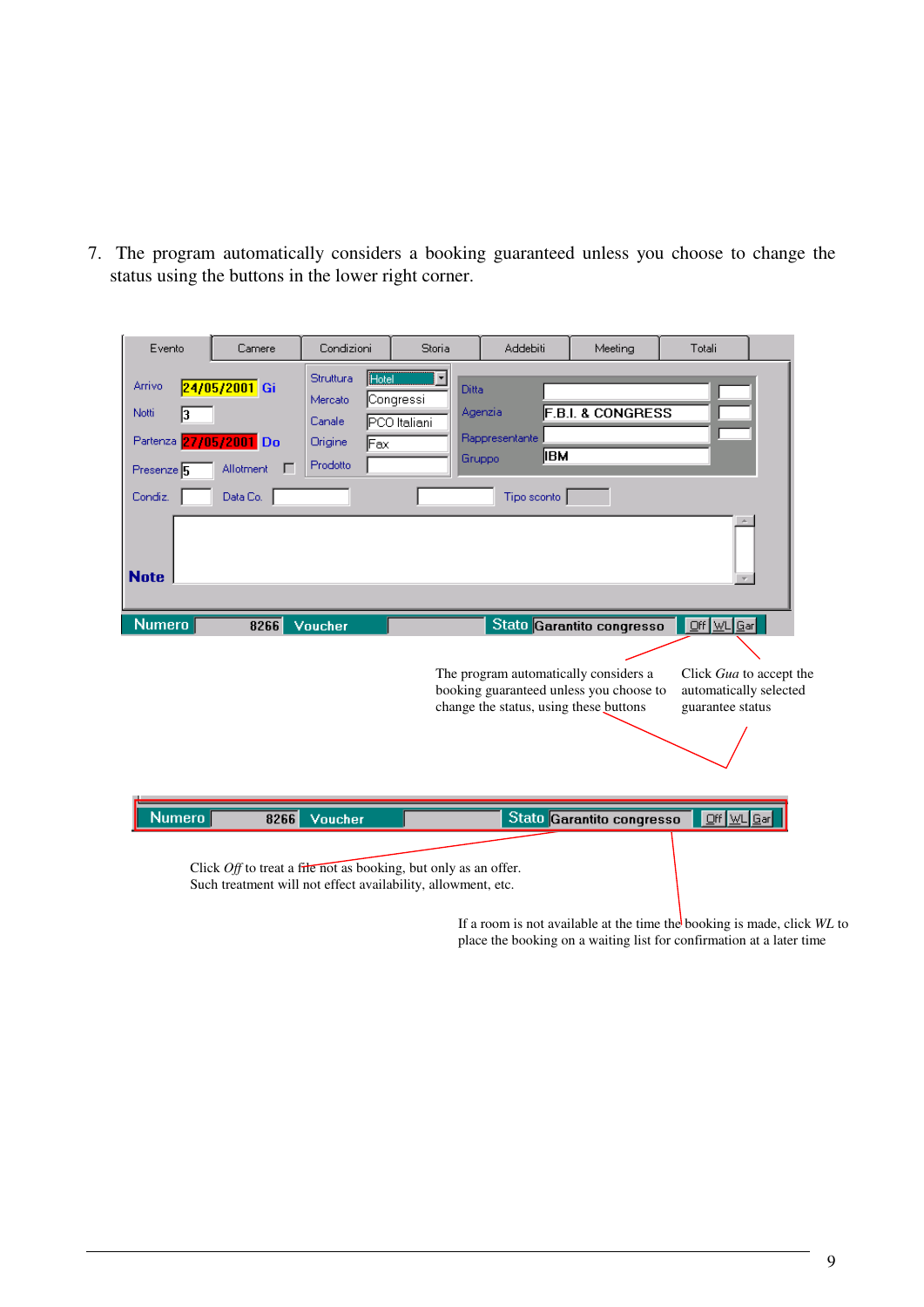7. The program automatically considers a booking guaranteed unless you choose to change the status using the buttons in the lower right corner.

The program automatically considers a booking guaranteed unless you choose to change the status, using these buttons

Click *Gua* to accept the automatically selected guarantee status

Click *Off* to treat a file not as booking, but only as an offer. Such treatment will not effect availability, allowment, etc.

If a room is not available at the time the booking is made, click *WL* to place the booking on a waiting list for confirmation at a later time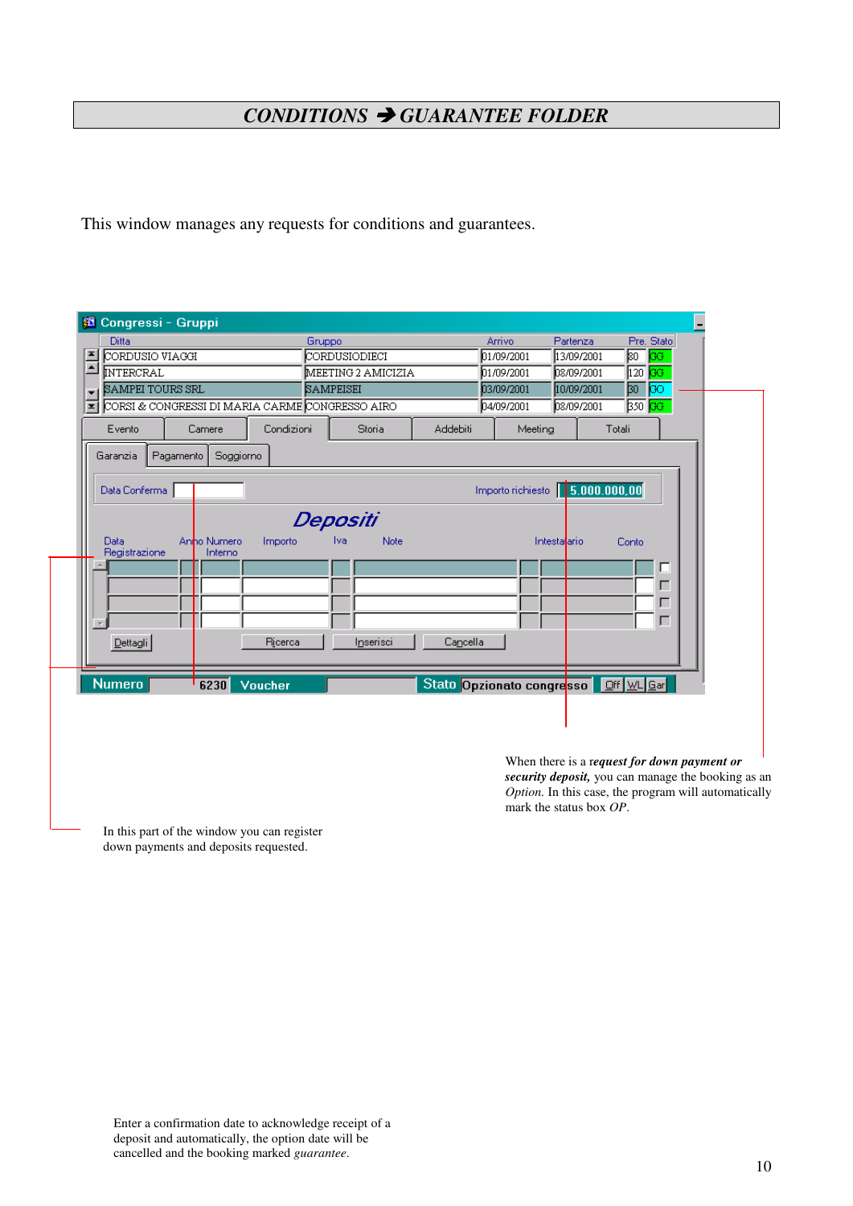# *CONDITIONS → GUARANTEE FOLDER*

This window manages any requests for conditions and guarantees.

When there is a r***equest for down payment or security deposit,*** you can manage the booking as an *Option.* In this case, the program will automatically mark the status box *OP*.

In this part of the window you can register down payments and deposits requested.

Enter a confirmation date to acknowledge receipt of a deposit and automatically, the option date will be cancelled and the booking marked *guarantee*.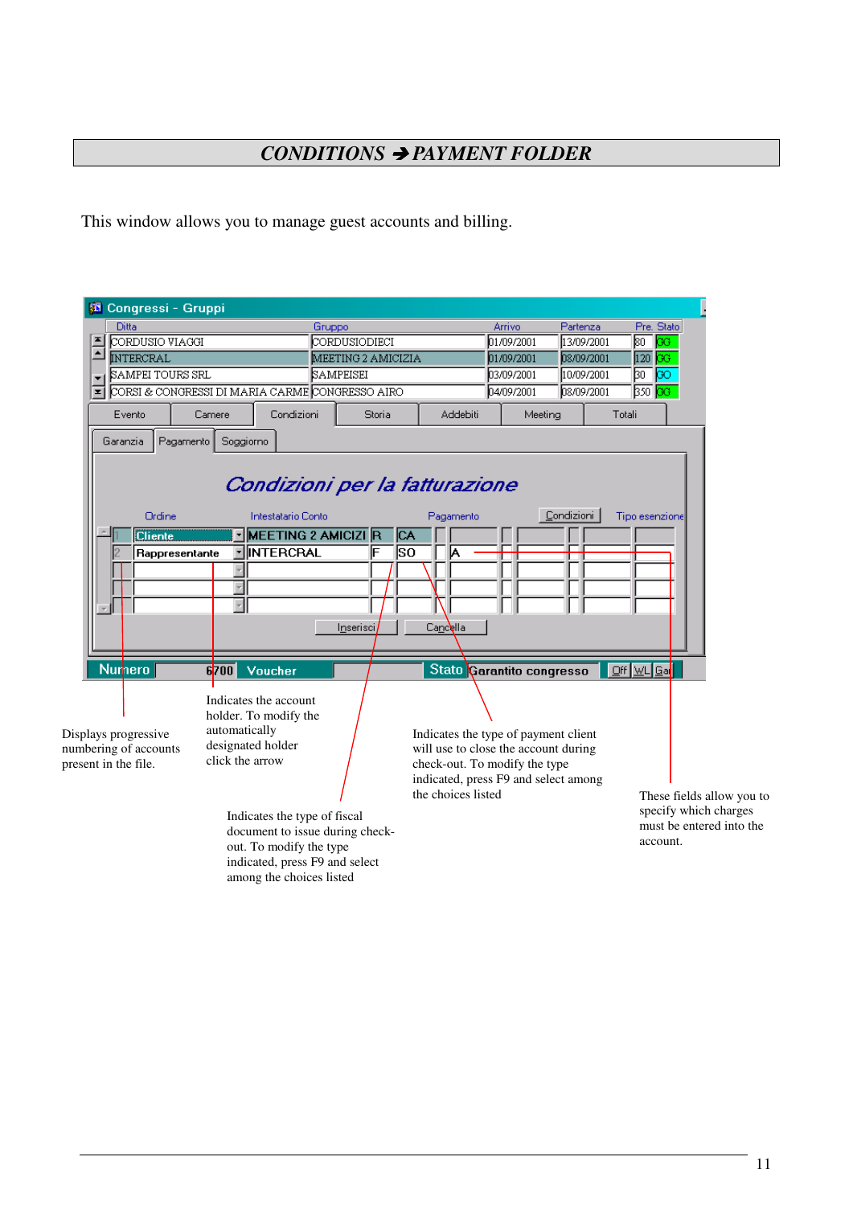# *CONDITIONS ➔ PAYMENT FOLDER*

This window allows you to manage guest accounts and billing.

Displays progressive numbering of accounts present in the file.

Indicates the account holder. To modify the automatically designated holder click the arrow

Indicates the type of fiscal document to issue during check-out. To modify the type indicated, press F9 and select among the choices listed

Indicates the type of payment client will use to close the account during check-out. To modify the type indicated, press F9 and select among the choices listed

These fields allow you to specify which charges must be entered into the account.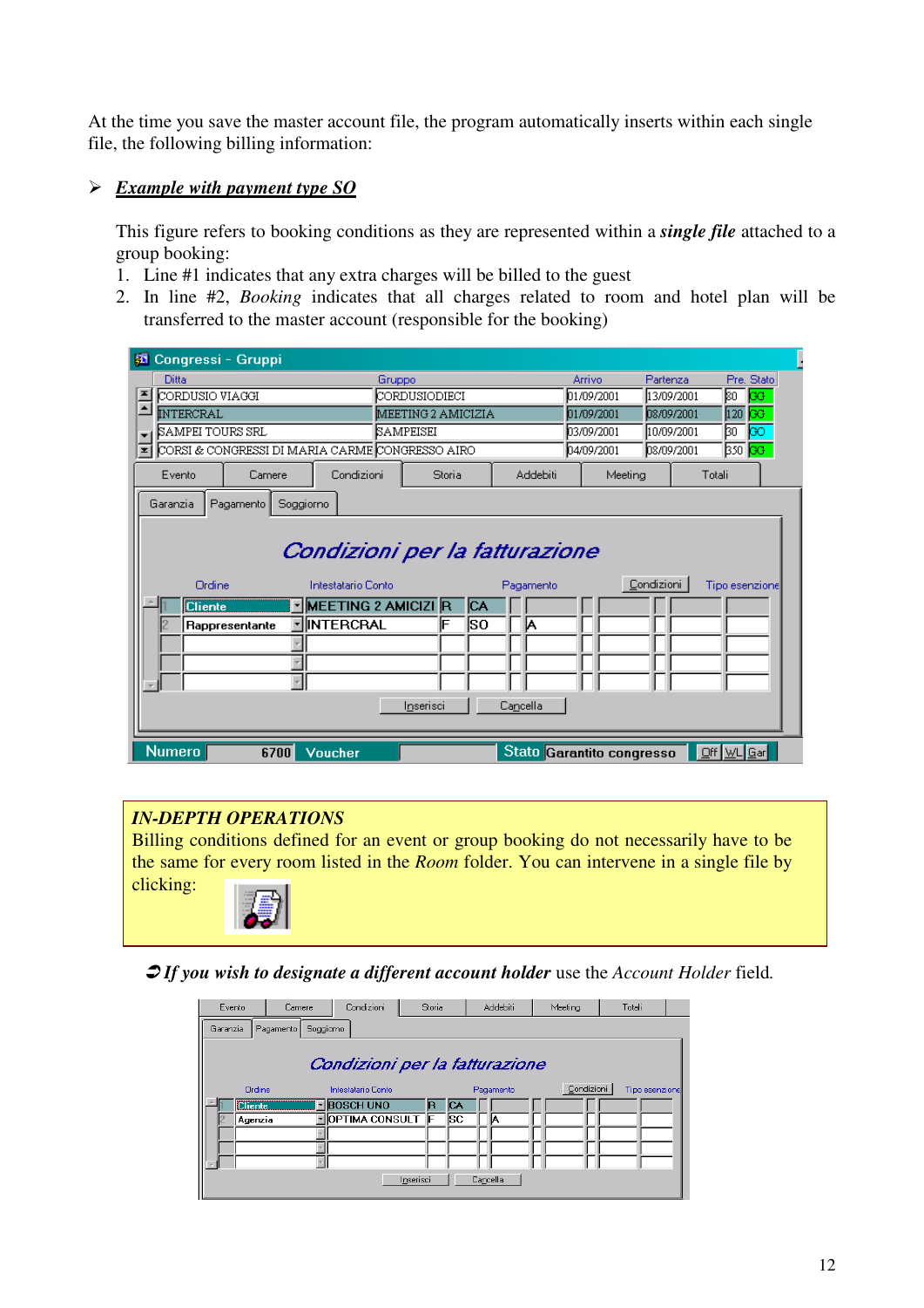At the time you save the master account file, the program automatically inserts within each single file, the following billing information:

➢ ***Example with payment type SO***

This figure refers to booking conditions as they are represented within a ***single file*** attached to a group booking:

1. Line #1 indicates that any extra charges will be billed to the guest
2. In line #2, *Booking* indicates that all charges related to room and hotel plan will be transferred to the master account (responsible for the booking)

**IN-DEPTH OPERATIONS**

Billing conditions defined for an event or group booking do not necessarily have to be the same for every room listed in the *Room* folder. You can intervene in a single file by clicking:

➲ ***If you wish to designate a different account holder*** use the *Account Holder* field.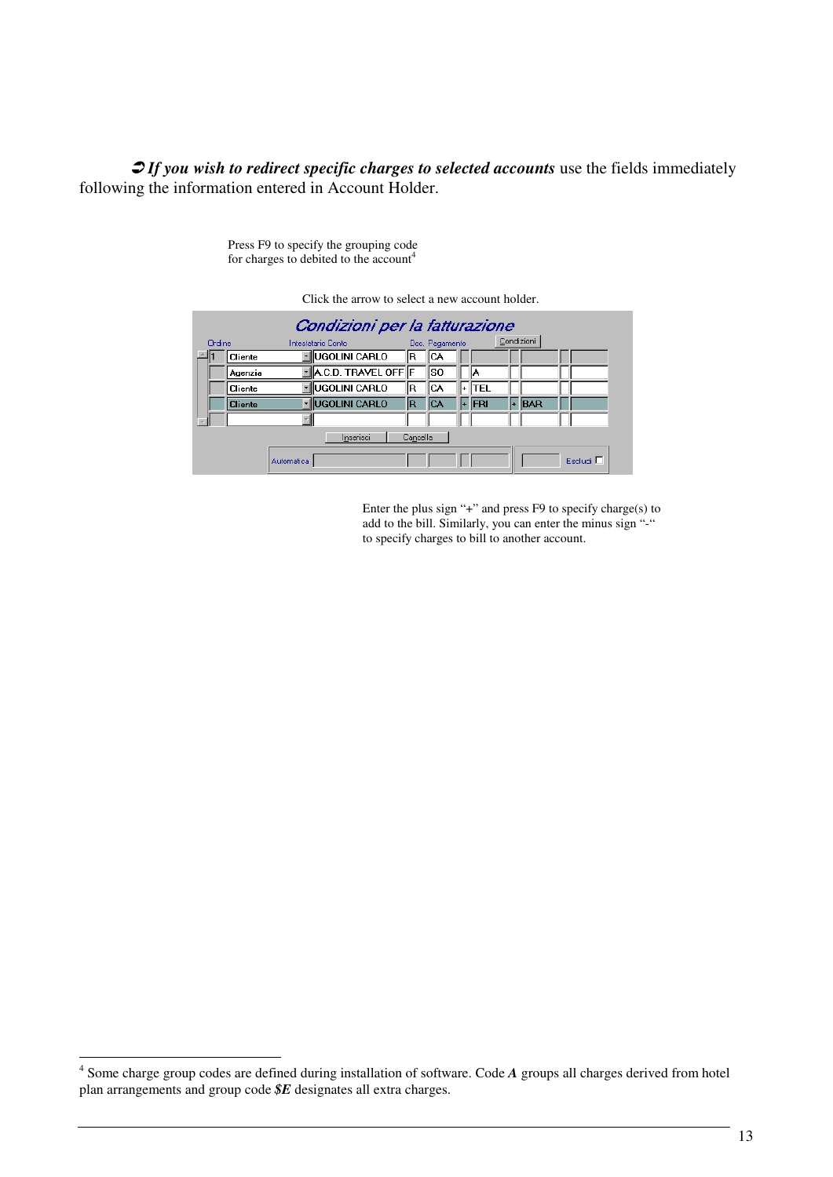➲ ***If you wish to redirect specific charges to selected accounts*** use the fields immediately following the information entered in Account Holder.

Press F9 to specify the grouping code for charges to debited to the account[4]

Click the arrow to select a new account holder.

**Condizioni per la fatturazione**

| Ordine | | Intestatario Conto | Doc. | Pagamento | | Condizioni | | | | |
|---|---|---|---|---|---|---|---|---|---|---|
| 1 | Cliente | UGOLINI CARLO | R | CA | | | | | | |
| | Agenzia | A.C.D. TRAVEL OFF | F | SO | | A | | | | |
| | Cliente | UGOLINI CARLO | R | CA | + | TEL | | | | |
| | Cliente | UGOLINI CARLO | R | CA | + | FRI | + | BAR | | |

Inserisci Cancella

Automatica Escludi

Enter the plus sign "+" and press F9 to specify charge(s) to add to the bill. Similarly, you can enter the minus sign "-" to specify charges to bill to another account.

[4] Some charge group codes are defined during installation of software. Code ***A*** groups all charges derived from hotel plan arrangements and group code ***$E*** designates all extra charges.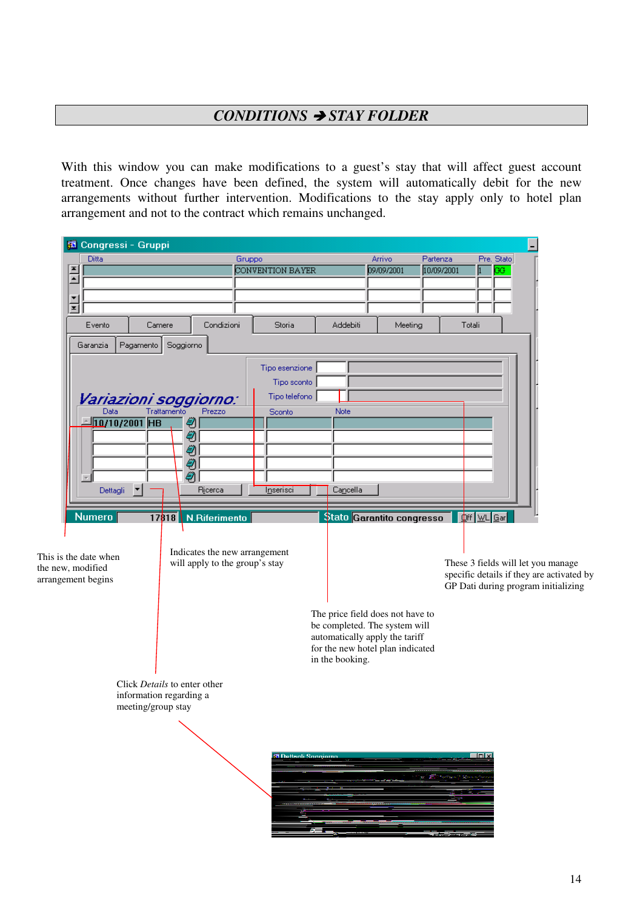## *CONDITIONS → STAY FOLDER*

With this window you can make modifications to a guest's stay that will affect guest account treatment. Once changes have been defined, the system will automatically debit for the new arrangements without further intervention. Modifications to the stay apply only to hotel plan arrangement and not to the contract which remains unchanged.

This is the date when the new, modified arrangement begins

Indicates the new arrangement will apply to the group's stay

These 3 fields will let you manage specific details if they are activated by GP Dati during program initializing

The price field does not have to be completed. The system will automatically apply the tariff for the new hotel plan indicated in the booking.

Click *Details* to enter other information regarding a meeting/group stay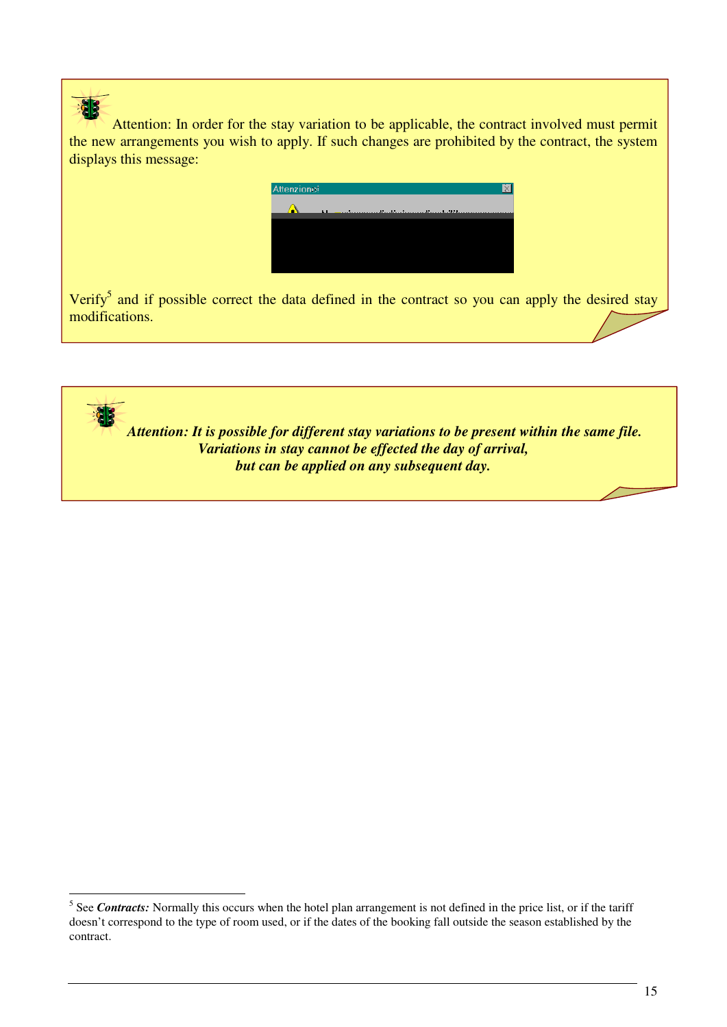Attention: In order for the stay variation to be applicable, the contract involved must permit the new arrangements you wish to apply. If such changes are prohibited by the contract, the system displays this message:

Verify[5] and if possible correct the data defined in the contract so you can apply the desired stay modifications.

***Attention: It is possible for different stay variations to be present within the same file. Variations in stay cannot be effected the day of arrival, but can be applied on any subsequent day.***

---

[5] See ***Contracts:*** Normally this occurs when the hotel plan arrangement is not defined in the price list, or if the tariff doesn't correspond to the type of room used, or if the dates of the booking fall outside the season established by the contract.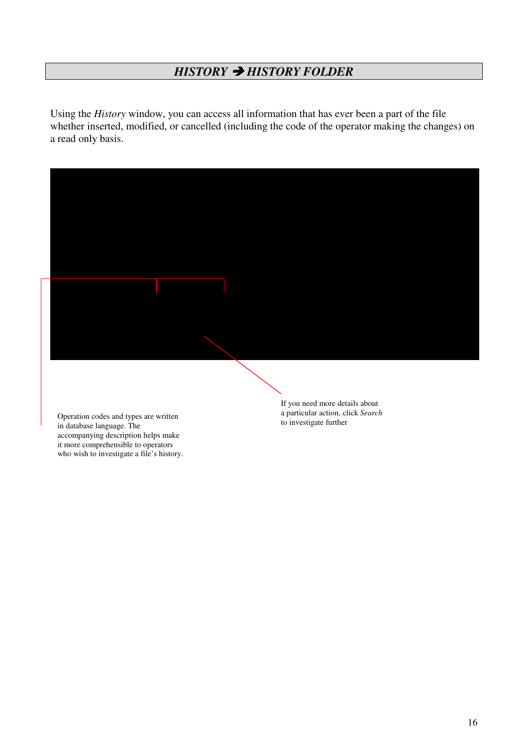## *HISTORY* ➔ *HISTORY FOLDER*

Using the *History* window, you can access all information that has ever been a part of the file whether inserted, modified, or cancelled (including the code of the operator making the changes) on a read only basis.

Operation codes and types are written in database language. The accompanying description helps make it more comprehensible to operators who wish to investigate a file's history.

If you need more details about a particular action, click *Search* to investigate further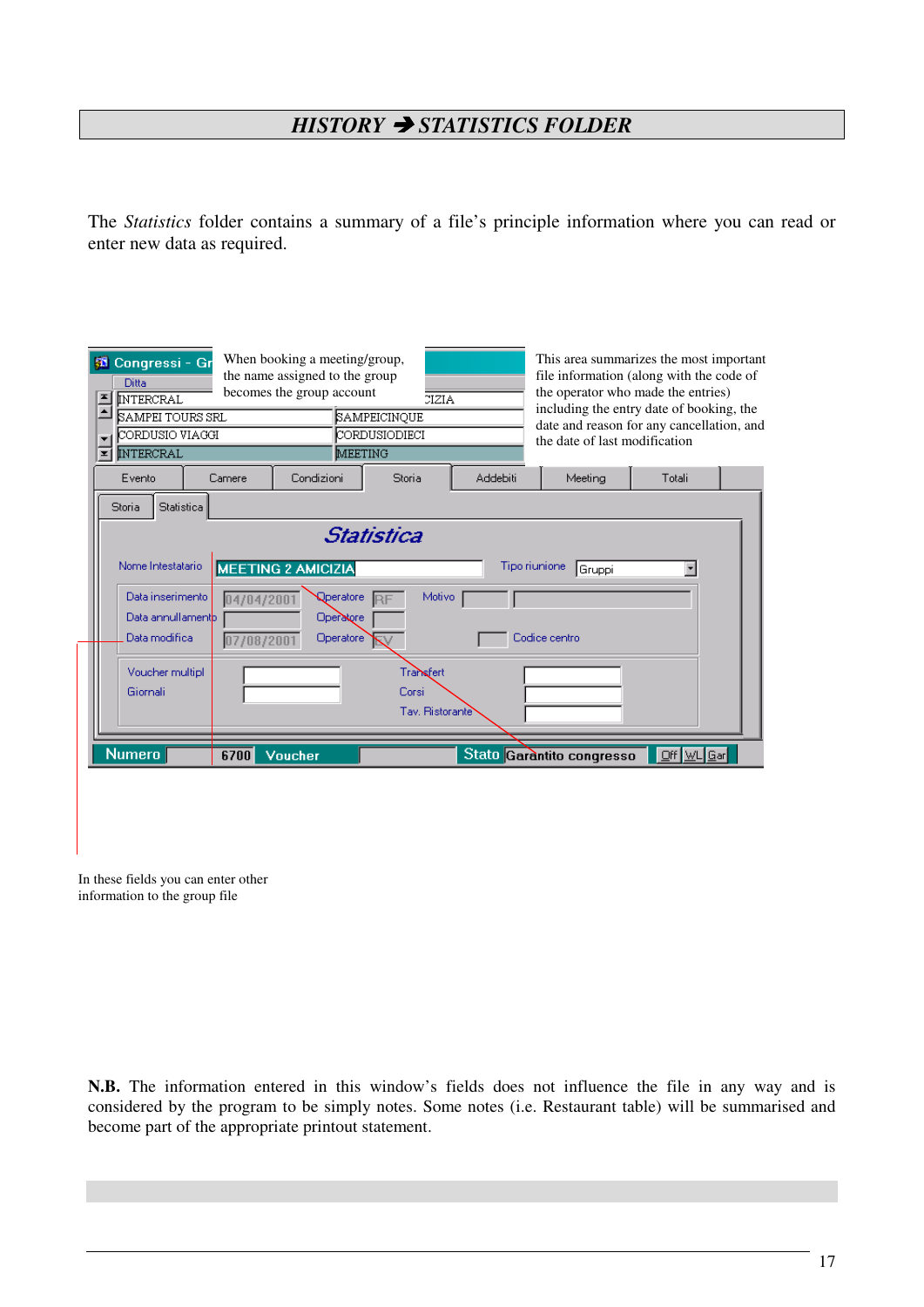# *HISTORY* ➔ *STATISTICS FOLDER*

The *Statistics* folder contains a summary of a file's principle information where you can read or enter new data as required.

When booking a meeting/group, the name assigned to the group becomes the group account

This area summarizes the most important file information (along with the code of the operator who made the entries) including the entry date of booking, the date and reason for any cancellation, and the date of last modification

In these fields you can enter other information to the group file

**N.B.** The information entered in this window's fields does not influence the file in any way and is considered by the program to be simply notes. Some notes (i.e. Restaurant table) will be summarised and become part of the appropriate printout statement.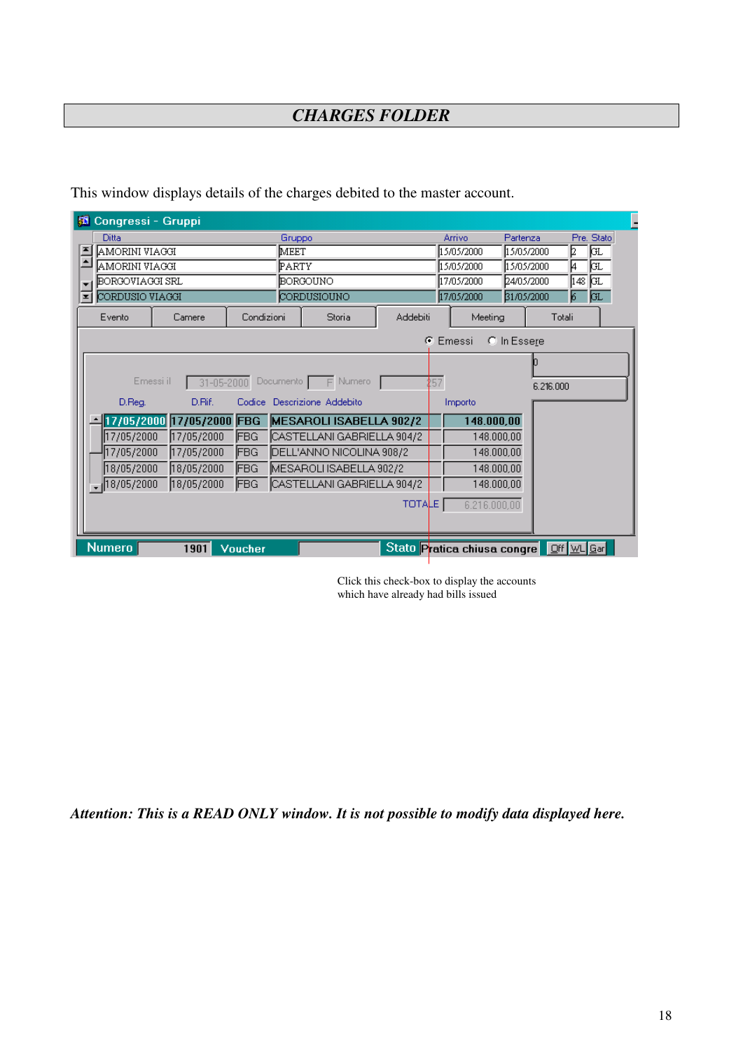# CHARGES FOLDER

This window displays details of the charges debited to the master account.

Click this check-box to display the accounts which have already had bills issued

***Attention: This is a READ ONLY window. It is not possible to modify data displayed here.***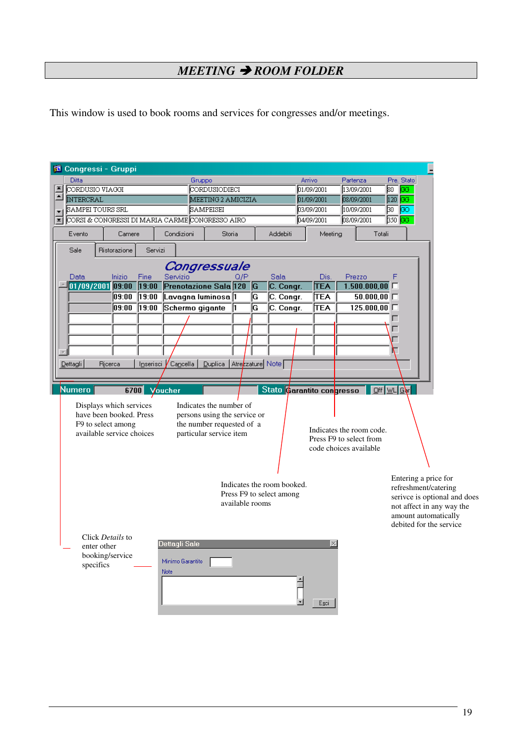# *MEETING ➔ ROOM FOLDER*

This window is used to book rooms and services for congresses and/or meetings.

Displays which services have been booked. Press F9 to select among available service choices

Indicates the number of persons using the service or the number requested of a particular service item

Indicates the room code. Press F9 to select from code choices available

Indicates the room booked. Press F9 to select among available rooms

Entering a price for refreshment/catering service is optional and does not affect in any way the amount automatically debited for the service

Click *Details* to enter other booking/service specifics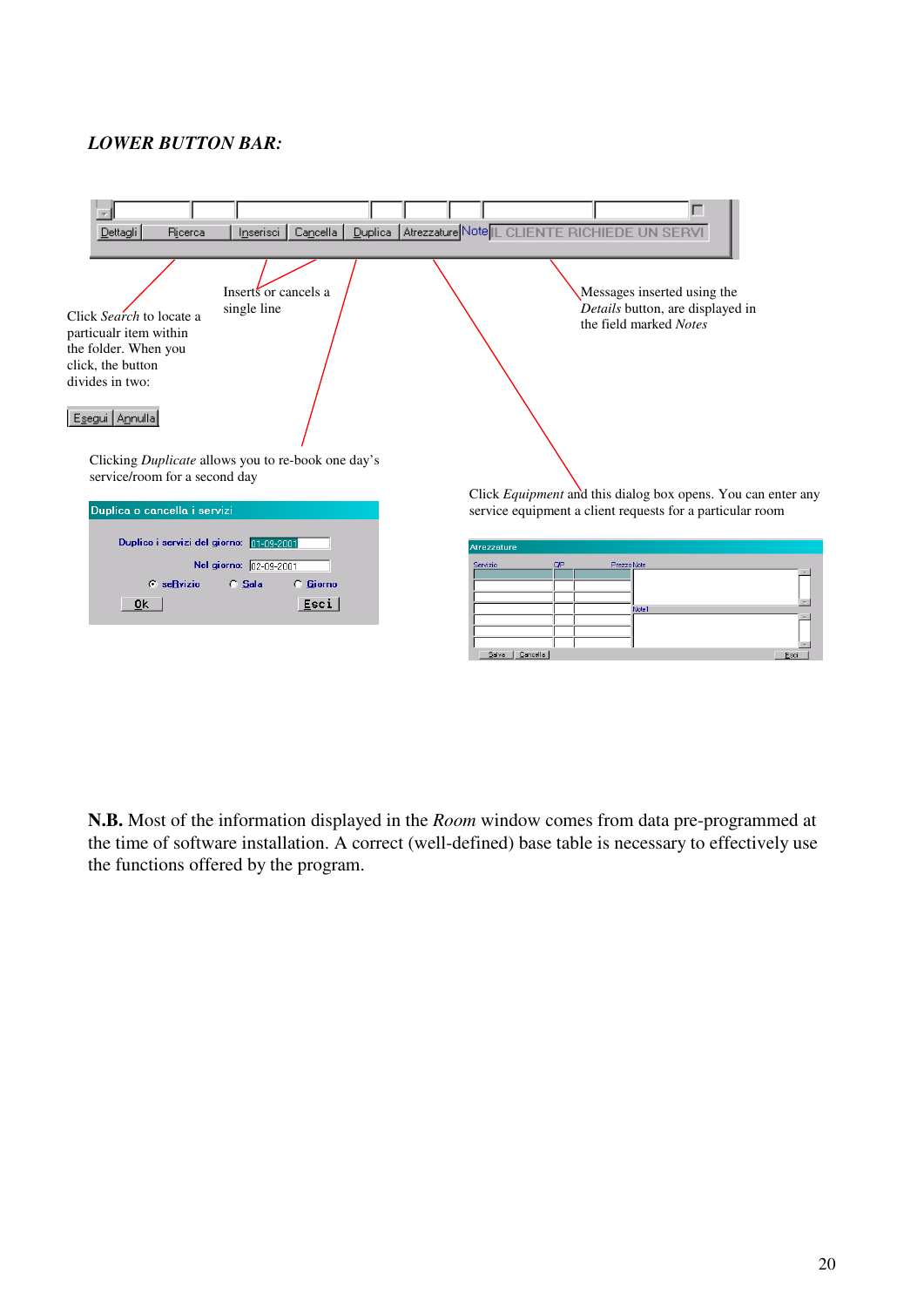*LOWER BUTTON BAR:*

Dettagli | Ricerca | Inserisci | Cancella | Duplica | Atrezzature | Note IL CLIENTE RICHIEDE UN SERVI

Click *Search* to locate a particualr item within the folder. When you click, the button divides in two:

Esegui | Annulla

Inserts or cancels a single line

Messages inserted using the *Details* button, are displayed in the field marked *Notes*

Clicking *Duplicate* allows you to re-book one day's service/room for a second day

**Duplica o cancella i servizi**

Duplico i servizi del giorno: 01-09-2001

Nel giorno: 02-09-2001

servizio | Sala | Giorno

Ok | Esci

Click *Equipment* and this dialog box opens. You can enter any service equipment a client requests for a particular room

**Atrezzature**

Servizio | Q.P | Prezzo | Note

Note1

Salva | Cancella | Esci

**N.B.** Most of the information displayed in the *Room* window comes from data pre-programmed at the time of software installation. A correct (well-defined) base table is necessary to effectively use the functions offered by the program.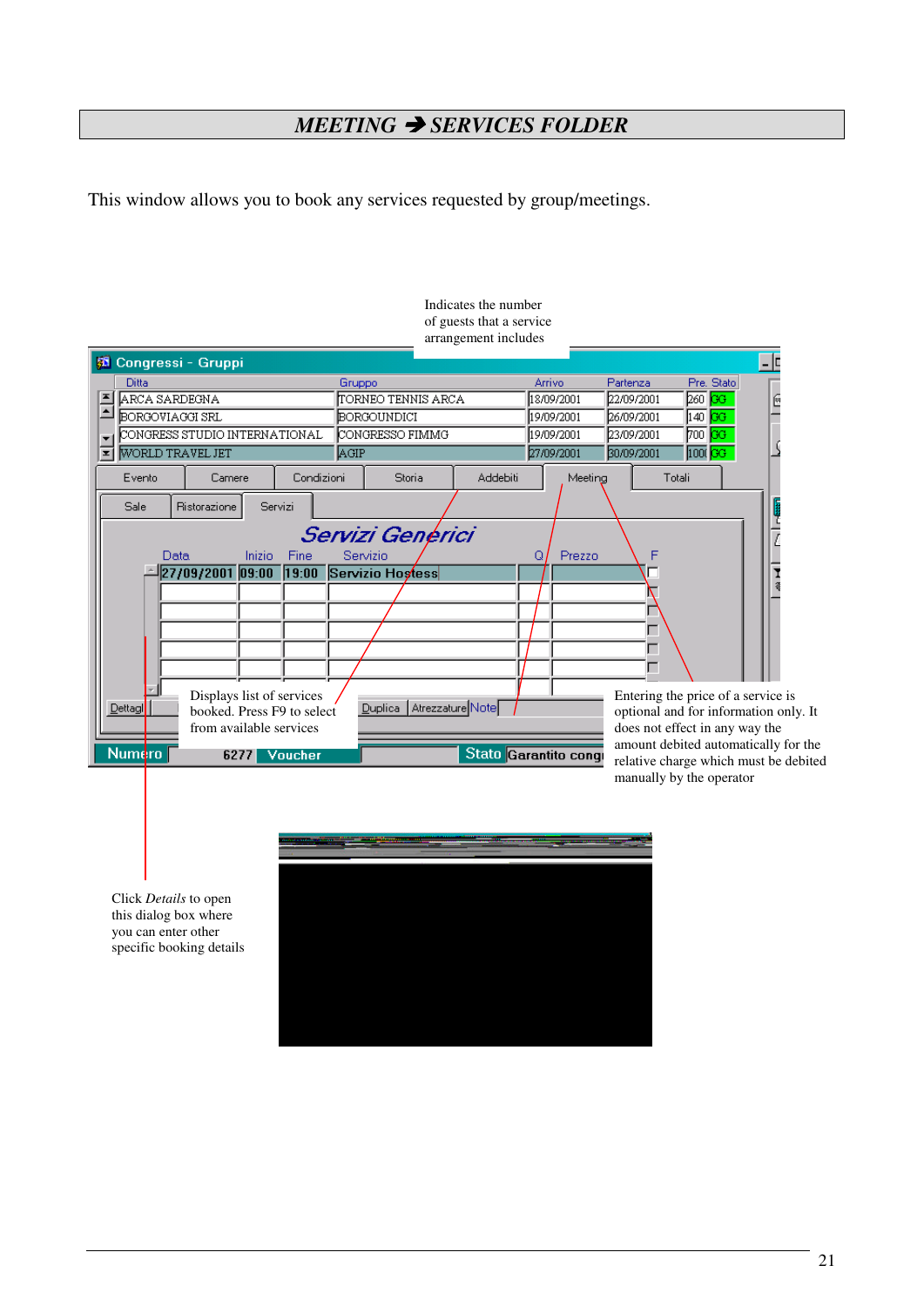# *MEETING → SERVICES FOLDER*

This window allows you to book any services requested by group/meetings.

Indicates the number of guests that a service arrangement includes

Displays list of services booked. Press F9 to select from available services

Entering the price of a service is optional and for information only. It does not effect in any way the amount debited automatically for the relative charge which must be debited manually by the operator

Click *Details* to open this dialog box where you can enter other specific booking details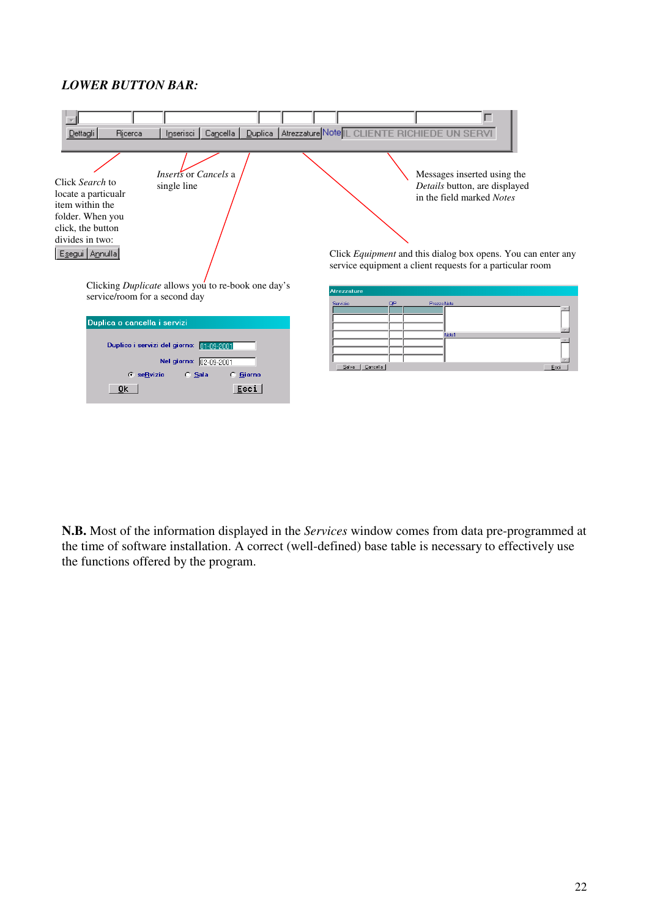***LOWER BUTTON BAR:***

Click *Search* to locate a particualr item within the folder. When you click, the button divides in two:

*Inserts* or *Cancels* a single line

Messages inserted using the *Details* button, are displayed in the field marked *Notes*

Click *Equipment* and this dialog box opens. You can enter any service equipment a client requests for a particular room

Clicking *Duplicate* allows you to re-book one day's service/room for a second day

**N.B.** Most of the information displayed in the *Services* window comes from data pre-programmed at the time of software installation. A correct (well-defined) base table is necessary to effectively use the functions offered by the program.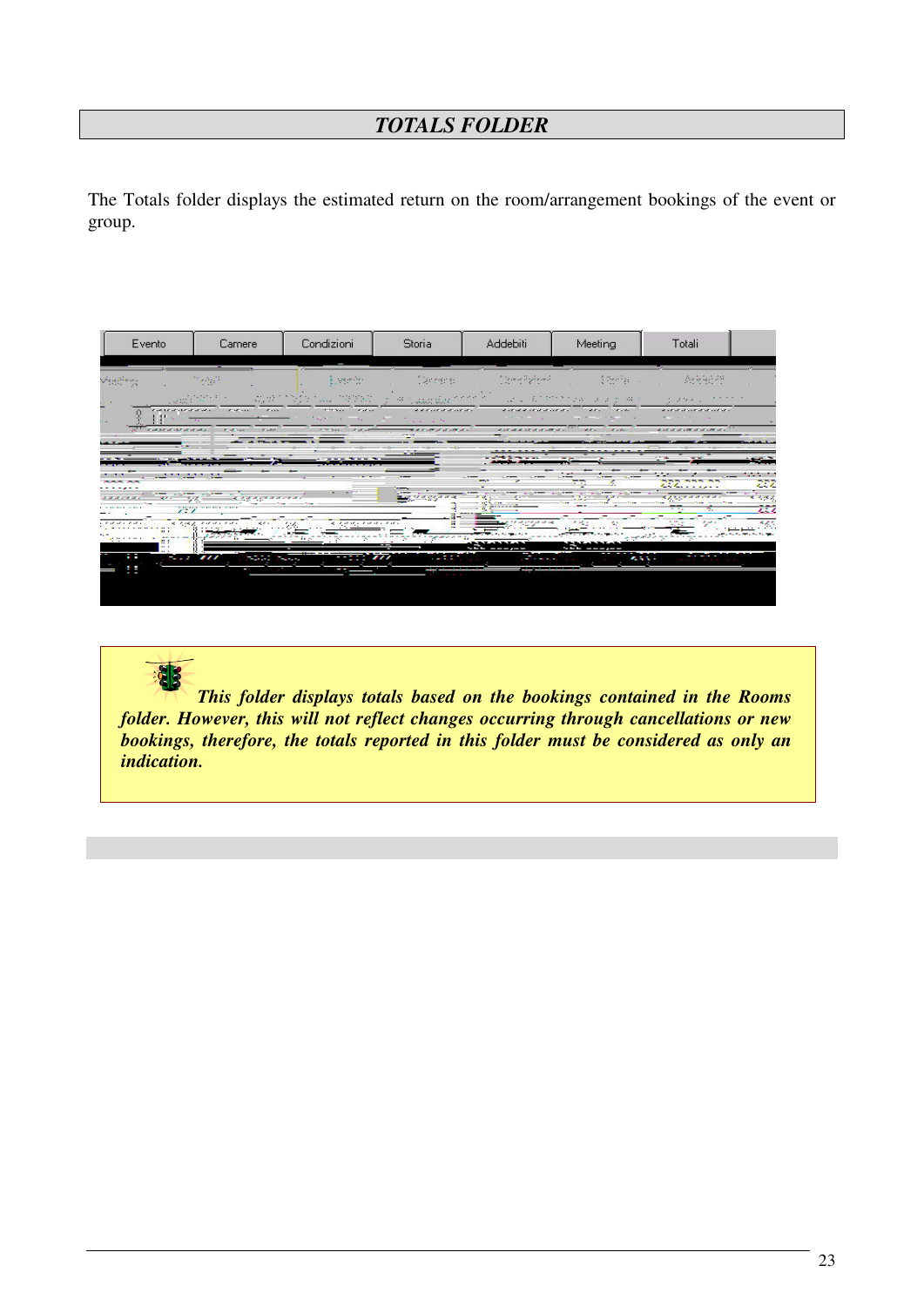## TOTALS FOLDER

The Totals folder displays the estimated return on the room/arrangement bookings of the event or group.

*This folder displays totals based on the bookings contained in the Rooms folder. However, this will not reflect changes occurring through cancellations or new bookings, therefore, the totals reported in this folder must be considered as only an indication.*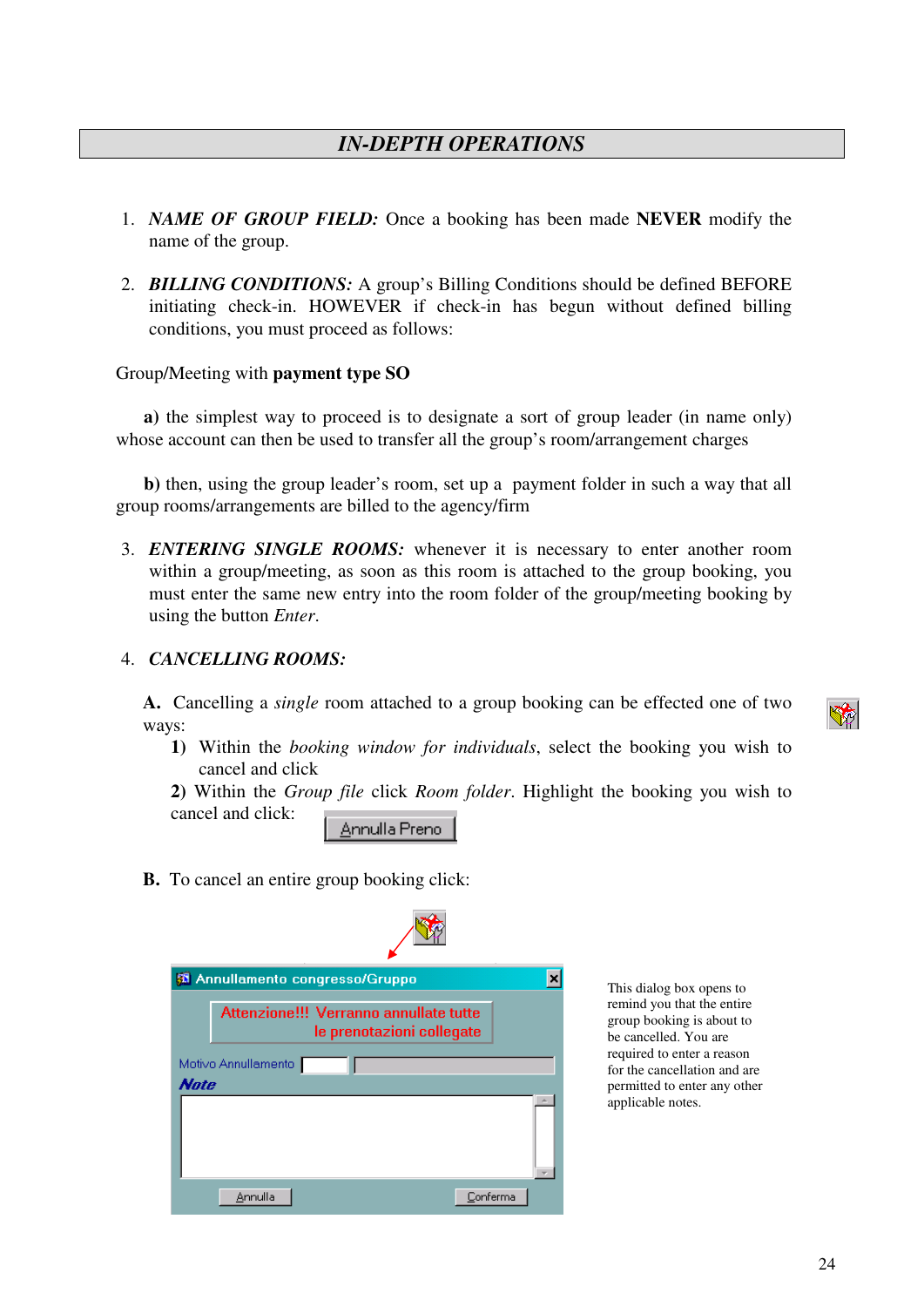## *IN-DEPTH OPERATIONS*

1. ***NAME OF GROUP FIELD:*** Once a booking has been made **NEVER** modify the name of the group.

2. ***BILLING CONDITIONS:*** A group's Billing Conditions should be defined BEFORE initiating check-in. HOWEVER if check-in has begun without defined billing conditions, you must proceed as follows:

Group/Meeting with **payment type SO**

**a)** the simplest way to proceed is to designate a sort of group leader (in name only) whose account can then be used to transfer all the group's room/arrangement charges

**b)** then, using the group leader's room, set up a payment folder in such a way that all group rooms/arrangements are billed to the agency/firm

3. ***ENTERING SINGLE ROOMS:*** whenever it is necessary to enter another room within a group/meeting, as soon as this room is attached to the group booking, you must enter the same new entry into the room folder of the group/meeting booking by using the button *Enter*.

4. ***CANCELLING ROOMS:***

   **A.** Cancelling a *single* room attached to a group booking can be effected one of two ways:

   **1)** Within the *booking window for individuals*, select the booking you wish to cancel and click

   **2)** Within the *Group file* click *Room folder*. Highlight the booking you wish to cancel and click: Annulla Preno

   **B.** To cancel an entire group booking click:

Annullamento congresso/Gruppo

Attenzione!!! Verranno annullate tutte le prenotazioni collegate

Motivo Annullamento

Note

Annulla

Conferma

This dialog box opens to remind you that the entire group booking is about to be cancelled. You are required to enter a reason for the cancellation and are permitted to enter any other applicable notes.